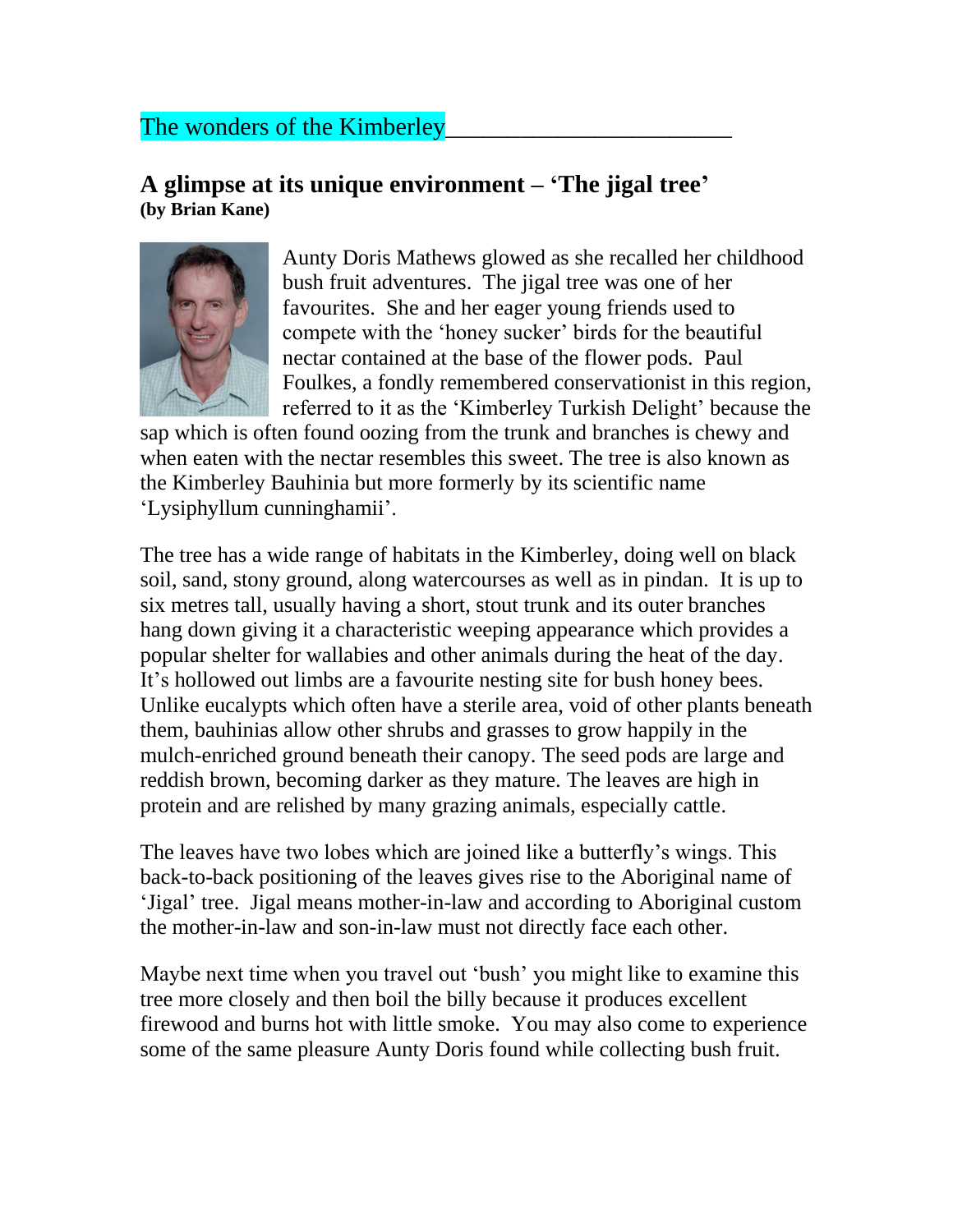The wonders of the Kimberley

## A glimpse at its unique environment – 'The jigal tree'
**(by Brian Kane)**

Aunty Doris Mathews glowed as she recalled her childhood bush fruit adventures. The jigal tree was one of her favourites. She and her eager young friends used to compete with the 'honey sucker' birds for the beautiful nectar contained at the base of the flower pods. Paul Foulkes, a fondly remembered conservationist in this region, referred to it as the 'Kimberley Turkish Delight' because the sap which is often found oozing from the trunk and branches is chewy and when eaten with the nectar resembles this sweet. The tree is also known as the Kimberley Bauhinia but more formerly by its scientific name 'Lysiphyllum cunninghamii'.

The tree has a wide range of habitats in the Kimberley, doing well on black soil, sand, stony ground, along watercourses as well as in pindan. It is up to six metres tall, usually having a short, stout trunk and its outer branches hang down giving it a characteristic weeping appearance which provides a popular shelter for wallabies and other animals during the heat of the day. It's hollowed out limbs are a favourite nesting site for bush honey bees. Unlike eucalypts which often have a sterile area, void of other plants beneath them, bauhinias allow other shrubs and grasses to grow happily in the mulch-enriched ground beneath their canopy. The seed pods are large and reddish brown, becoming darker as they mature. The leaves are high in protein and are relished by many grazing animals, especially cattle.

The leaves have two lobes which are joined like a butterfly's wings. This back-to-back positioning of the leaves gives rise to the Aboriginal name of 'Jigal' tree. Jigal means mother-in-law and according to Aboriginal custom the mother-in-law and son-in-law must not directly face each other.

Maybe next time when you travel out 'bush' you might like to examine this tree more closely and then boil the billy because it produces excellent firewood and burns hot with little smoke. You may also come to experience some of the same pleasure Aunty Doris found while collecting bush fruit.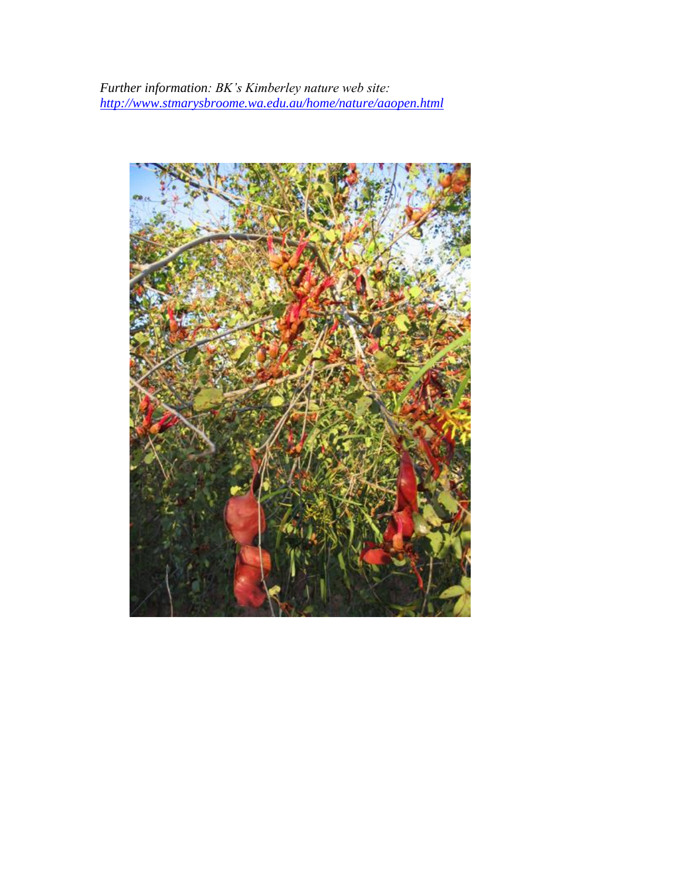*Further information: BK's Kimberley nature web site: [http://www.stmarysbroome.wa.edu.au/home/nature/aaopen.html](http://www.stmarysbroome.wa.edu.au/home/nature/aaopen.html)*